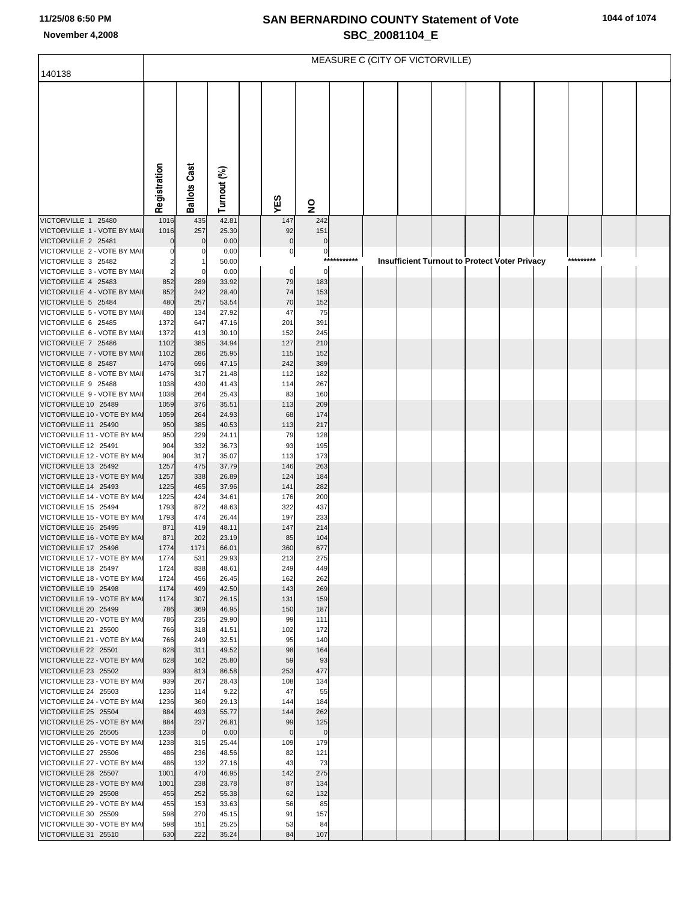MEASURE C (CITY OF VICTORVILLE)

140138

| | Registration | Ballots Cast | Turnout (%) | | YES | NO |
|---|---|---|---|---|---|---|
| VICTORVILLE 1 25480 | 1016 | 435 | 42.81 | | 147 | 242 |
| VICTORVILLE 1 - VOTE BY MAIL | 1016 | 257 | 25.30 | | 92 | 151 |
| VICTORVILLE 2 25481 | 0 | 0 | 0.00 | | 0 | 0 |
| VICTORVILLE 2 - VOTE BY MAIL | 0 | 0 | 0.00 | | 0 | 0 |
| VICTORVILLE 3 25482 | 2 | 1 | 50.00 | | *********** Insufficient Turnout to Protect Voter Privacy ********* | |
| VICTORVILLE 3 - VOTE BY MAIL | 2 | 0 | 0.00 | | 0 | 0 |
| VICTORVILLE 4 25483 | 852 | 289 | 33.92 | | 79 | 183 |
| VICTORVILLE 4 - VOTE BY MAIL | 852 | 242 | 28.40 | | 74 | 153 |
| VICTORVILLE 5 25484 | 480 | 257 | 53.54 | | 70 | 152 |
| VICTORVILLE 5 - VOTE BY MAIL | 480 | 134 | 27.92 | | 47 | 75 |
| VICTORVILLE 6 25485 | 1372 | 647 | 47.16 | | 201 | 391 |
| VICTORVILLE 6 - VOTE BY MAIL | 1372 | 413 | 30.10 | | 152 | 245 |
| VICTORVILLE 7 25486 | 1102 | 385 | 34.94 | | 127 | 210 |
| VICTORVILLE 7 - VOTE BY MAIL | 1102 | 286 | 25.95 | | 115 | 152 |
| VICTORVILLE 8 25487 | 1476 | 696 | 47.15 | | 242 | 389 |
| VICTORVILLE 8 - VOTE BY MAIL | 1476 | 317 | 21.48 | | 112 | 182 |
| VICTORVILLE 9 25488 | 1038 | 430 | 41.43 | | 114 | 267 |
| VICTORVILLE 9 - VOTE BY MAIL | 1038 | 264 | 25.43 | | 83 | 160 |
| VICTORVILLE 10 25489 | 1059 | 376 | 35.51 | | 113 | 209 |
| VICTORVILLE 10 - VOTE BY MAIL | 1059 | 264 | 24.93 | | 68 | 174 |
| VICTORVILLE 11 25490 | 950 | 385 | 40.53 | | 113 | 217 |
| VICTORVILLE 11 - VOTE BY MAIL | 950 | 229 | 24.11 | | 79 | 128 |
| VICTORVILLE 12 25491 | 904 | 332 | 36.73 | | 93 | 195 |
| VICTORVILLE 12 - VOTE BY MAIL | 904 | 317 | 35.07 | | 113 | 173 |
| VICTORVILLE 13 25492 | 1257 | 475 | 37.79 | | 146 | 263 |
| VICTORVILLE 13 - VOTE BY MAIL | 1257 | 338 | 26.89 | | 124 | 184 |
| VICTORVILLE 14 25493 | 1225 | 465 | 37.96 | | 141 | 282 |
| VICTORVILLE 14 - VOTE BY MAIL | 1225 | 424 | 34.61 | | 176 | 200 |
| VICTORVILLE 15 25494 | 1793 | 872 | 48.63 | | 322 | 437 |
| VICTORVILLE 15 - VOTE BY MAIL | 1793 | 474 | 26.44 | | 197 | 233 |
| VICTORVILLE 16 25495 | 871 | 419 | 48.11 | | 147 | 214 |
| VICTORVILLE 16 - VOTE BY MAIL | 871 | 202 | 23.19 | | 85 | 104 |
| VICTORVILLE 17 25496 | 1774 | 1171 | 66.01 | | 360 | 677 |
| VICTORVILLE 17 - VOTE BY MAIL | 1774 | 531 | 29.93 | | 213 | 275 |
| VICTORVILLE 18 25497 | 1724 | 838 | 48.61 | | 249 | 449 |
| VICTORVILLE 18 - VOTE BY MAIL | 1724 | 456 | 26.45 | | 162 | 262 |
| VICTORVILLE 19 25498 | 1174 | 499 | 42.50 | | 143 | 269 |
| VICTORVILLE 19 - VOTE BY MAIL | 1174 | 307 | 26.15 | | 131 | 159 |
| VICTORVILLE 20 25499 | 786 | 369 | 46.95 | | 150 | 187 |
| VICTORVILLE 20 - VOTE BY MAIL | 786 | 235 | 29.90 | | 99 | 111 |
| VICTORVILLE 21 25500 | 766 | 318 | 41.51 | | 102 | 172 |
| VICTORVILLE 21 - VOTE BY MAIL | 766 | 249 | 32.51 | | 95 | 140 |
| VICTORVILLE 22 25501 | 628 | 311 | 49.52 | | 98 | 164 |
| VICTORVILLE 22 - VOTE BY MAIL | 628 | 162 | 25.80 | | 59 | 93 |
| VICTORVILLE 23 25502 | 939 | 813 | 86.58 | | 253 | 477 |
| VICTORVILLE 23 - VOTE BY MAIL | 939 | 267 | 28.43 | | 108 | 134 |
| VICTORVILLE 24 25503 | 1236 | 114 | 9.22 | | 47 | 55 |
| VICTORVILLE 24 - VOTE BY MAIL | 1236 | 360 | 29.13 | | 144 | 184 |
| VICTORVILLE 25 25504 | 884 | 493 | 55.77 | | 144 | 262 |
| VICTORVILLE 25 - VOTE BY MAIL | 884 | 237 | 26.81 | | 99 | 125 |
| VICTORVILLE 26 25505 | 1238 | 0 | 0.00 | | 0 | 0 |
| VICTORVILLE 26 - VOTE BY MAIL | 1238 | 315 | 25.44 | | 109 | 179 |
| VICTORVILLE 27 25506 | 486 | 236 | 48.56 | | 82 | 121 |
| VICTORVILLE 27 - VOTE BY MAIL | 486 | 132 | 27.16 | | 43 | 73 |
| VICTORVILLE 28 25507 | 1001 | 470 | 46.95 | | 142 | 275 |
| VICTORVILLE 28 - VOTE BY MAIL | 1001 | 238 | 23.78 | | 87 | 134 |
| VICTORVILLE 29 25508 | 455 | 252 | 55.38 | | 62 | 132 |
| VICTORVILLE 29 - VOTE BY MAIL | 455 | 153 | 33.63 | | 56 | 85 |
| VICTORVILLE 30 25509 | 598 | 270 | 45.15 | | 91 | 157 |
| VICTORVILLE 30 - VOTE BY MAIL | 598 | 151 | 25.25 | | 53 | 84 |
| VICTORVILLE 31 25510 | 630 | 222 | 35.24 | | 84 | 107 |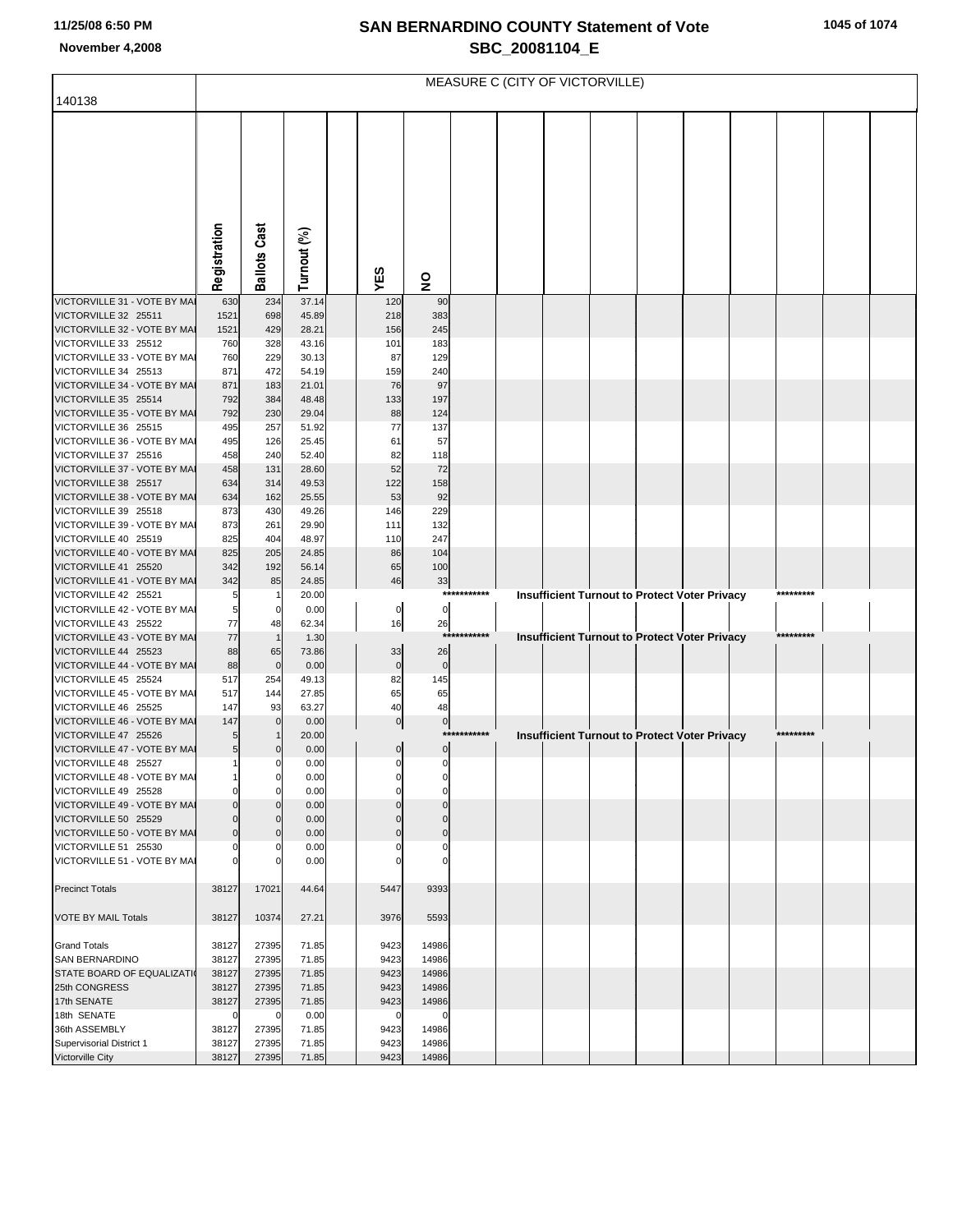# SAN BERNARDINO COUNTY Statement of Vote

## SBC_20081104_E

November 4,2008

MEASURE C (CITY OF VICTORVILLE)

| 140138 | Registration | Ballots Cast | Turnout (%) | YES | NO |
|---|---|---|---|---|---|
| VICTORVILLE 31 - VOTE BY MAI | 630 | 234 | 37.14 | 120 | 90 |
| VICTORVILLE 32 25511 | 1521 | 698 | 45.89 | 218 | 383 |
| VICTORVILLE 32 - VOTE BY MAI | 1521 | 429 | 28.21 | 156 | 245 |
| VICTORVILLE 33 25512 | 760 | 328 | 43.16 | 101 | 183 |
| VICTORVILLE 33 - VOTE BY MAI | 760 | 229 | 30.13 | 87 | 129 |
| VICTORVILLE 34 25513 | 871 | 472 | 54.19 | 159 | 240 |
| VICTORVILLE 34 - VOTE BY MAI | 871 | 183 | 21.01 | 76 | 97 |
| VICTORVILLE 35 25514 | 792 | 384 | 48.48 | 133 | 197 |
| VICTORVILLE 35 - VOTE BY MAI | 792 | 230 | 29.04 | 88 | 124 |
| VICTORVILLE 36 25515 | 495 | 257 | 51.92 | 77 | 137 |
| VICTORVILLE 36 - VOTE BY MAI | 495 | 126 | 25.45 | 61 | 57 |
| VICTORVILLE 37 25516 | 458 | 240 | 52.40 | 82 | 118 |
| VICTORVILLE 37 - VOTE BY MAI | 458 | 131 | 28.60 | 52 | 72 |
| VICTORVILLE 38 25517 | 634 | 314 | 49.53 | 122 | 158 |
| VICTORVILLE 38 - VOTE BY MAI | 634 | 162 | 25.55 | 53 | 92 |
| VICTORVILLE 39 25518 | 873 | 430 | 49.26 | 146 | 229 |
| VICTORVILLE 39 - VOTE BY MAI | 873 | 261 | 29.90 | 111 | 132 |
| VICTORVILLE 40 25519 | 825 | 404 | 48.97 | 110 | 247 |
| VICTORVILLE 40 - VOTE BY MAI | 825 | 205 | 24.85 | 86 | 104 |
| VICTORVILLE 41 25520 | 342 | 192 | 56.14 | 65 | 100 |
| VICTORVILLE 41 - VOTE BY MAI | 342 | 85 | 24.85 | 46 | 33 |
| VICTORVILLE 42 25521 | 5 | 1 | 20.00 | *********** Insufficient Turnout to Protect Voter Privacy ********* | |
| VICTORVILLE 42 - VOTE BY MAI | 5 | 0 | 0.00 | 0 | 0 |
| VICTORVILLE 43 25522 | 77 | 48 | 62.34 | 16 | 26 |
| VICTORVILLE 43 - VOTE BY MAI | 77 | 1 | 1.30 | *********** Insufficient Turnout to Protect Voter Privacy ********* | |
| VICTORVILLE 44 25523 | 88 | 65 | 73.86 | 33 | 26 |
| VICTORVILLE 44 - VOTE BY MAI | 88 | 0 | 0.00 | 0 | 0 |
| VICTORVILLE 45 25524 | 517 | 254 | 49.13 | 82 | 145 |
| VICTORVILLE 45 - VOTE BY MAI | 517 | 144 | 27.85 | 65 | 65 |
| VICTORVILLE 46 25525 | 147 | 93 | 63.27 | 40 | 48 |
| VICTORVILLE 46 - VOTE BY MAI | 147 | 0 | 0.00 | 0 | 0 |
| VICTORVILLE 47 25526 | 5 | 1 | 20.00 | *********** Insufficient Turnout to Protect Voter Privacy ********* | |
| VICTORVILLE 47 - VOTE BY MAI | 5 | 0 | 0.00 | 0 | 0 |
| VICTORVILLE 48 25527 | 1 | 0 | 0.00 | 0 | 0 |
| VICTORVILLE 48 - VOTE BY MAI | 1 | 0 | 0.00 | 0 | 0 |
| VICTORVILLE 49 25528 | 0 | 0 | 0.00 | 0 | 0 |
| VICTORVILLE 49 - VOTE BY MAI | 0 | 0 | 0.00 | 0 | 0 |
| VICTORVILLE 50 25529 | 0 | 0 | 0.00 | 0 | 0 |
| VICTORVILLE 50 - VOTE BY MAI | 0 | 0 | 0.00 | 0 | 0 |
| VICTORVILLE 51 25530 | 0 | 0 | 0.00 | 0 | 0 |
| VICTORVILLE 51 - VOTE BY MAI | 0 | 0 | 0.00 | 0 | 0 |
| Precinct Totals | 38127 | 17021 | 44.64 | 5447 | 9393 |
| VOTE BY MAIL Totals | 38127 | 10374 | 27.21 | 3976 | 5593 |
| Grand Totals | 38127 | 27395 | 71.85 | 9423 | 14986 |
| SAN BERNARDINO | 38127 | 27395 | 71.85 | 9423 | 14986 |
| STATE BOARD OF EQUALIZATI | 38127 | 27395 | 71.85 | 9423 | 14986 |
| 25th CONGRESS | 38127 | 27395 | 71.85 | 9423 | 14986 |
| 17th SENATE | 38127 | 27395 | 71.85 | 9423 | 14986 |
| 18th SENATE | 0 | 0 | 0.00 | 0 | 0 |
| 36th ASSEMBLY | 38127 | 27395 | 71.85 | 9423 | 14986 |
| Supervisorial District 1 | 38127 | 27395 | 71.85 | 9423 | 14986 |
| Victorville City | 38127 | 27395 | 71.85 | 9423 | 14986 |